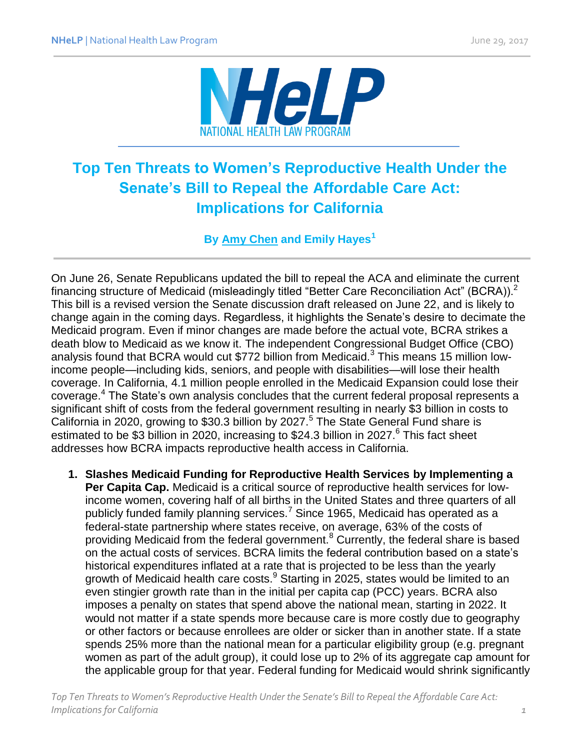NHeLP | National Health Law Program

June 29, 2017

NHeLP
NATIONAL HEALTH LAW PROGRAM

# Top Ten Threats to Women's Reproductive Health Under the Senate's Bill to Repeal the Affordable Care Act: Implications for California

**By Amy Chen and Emily Hayes[1]**

On June 26, Senate Republicans updated the bill to repeal the ACA and eliminate the current financing structure of Medicaid (misleadingly titled "Better Care Reconciliation Act" (BCRA)).[2] This bill is a revised version the Senate discussion draft released on June 22, and is likely to change again in the coming days. Regardless, it highlights the Senate's desire to decimate the Medicaid program. Even if minor changes are made before the actual vote, BCRA strikes a death blow to Medicaid as we know it. The independent Congressional Budget Office (CBO) analysis found that BCRA would cut $772 billion from Medicaid.[3] This means 15 million low-income people—including kids, seniors, and people with disabilities—will lose their health coverage. In California, 4.1 million people enrolled in the Medicaid Expansion could lose their coverage.[4] The State's own analysis concludes that the current federal proposal represents a significant shift of costs from the federal government resulting in nearly $3 billion in costs to California in 2020, growing to $30.3 billion by 2027.[5] The State General Fund share is estimated to be $3 billion in 2020, increasing to $24.3 billion in 2027.[6] This fact sheet addresses how BCRA impacts reproductive health access in California.

1. **Slashes Medicaid Funding for Reproductive Health Services by Implementing a Per Capita Cap.** Medicaid is a critical source of reproductive health services for low-income women, covering half of all births in the United States and three quarters of all publicly funded family planning services.[7] Since 1965, Medicaid has operated as a federal-state partnership where states receive, on average, 63% of the costs of providing Medicaid from the federal government.[8] Currently, the federal share is based on the actual costs of services. BCRA limits the federal contribution based on a state's historical expenditures inflated at a rate that is projected to be less than the yearly growth of Medicaid health care costs.[9] Starting in 2025, states would be limited to an even stingier growth rate than in the initial per capita cap (PCC) years. BCRA also imposes a penalty on states that spend above the national mean, starting in 2022. It would not matter if a state spends more because care is more costly due to geography or other factors or because enrollees are older or sicker than in another state. If a state spends 25% more than the national mean for a particular eligibility group (e.g. pregnant women as part of the adult group), it could lose up to 2% of its aggregate cap amount for the applicable group for that year. Federal funding for Medicaid would shrink significantly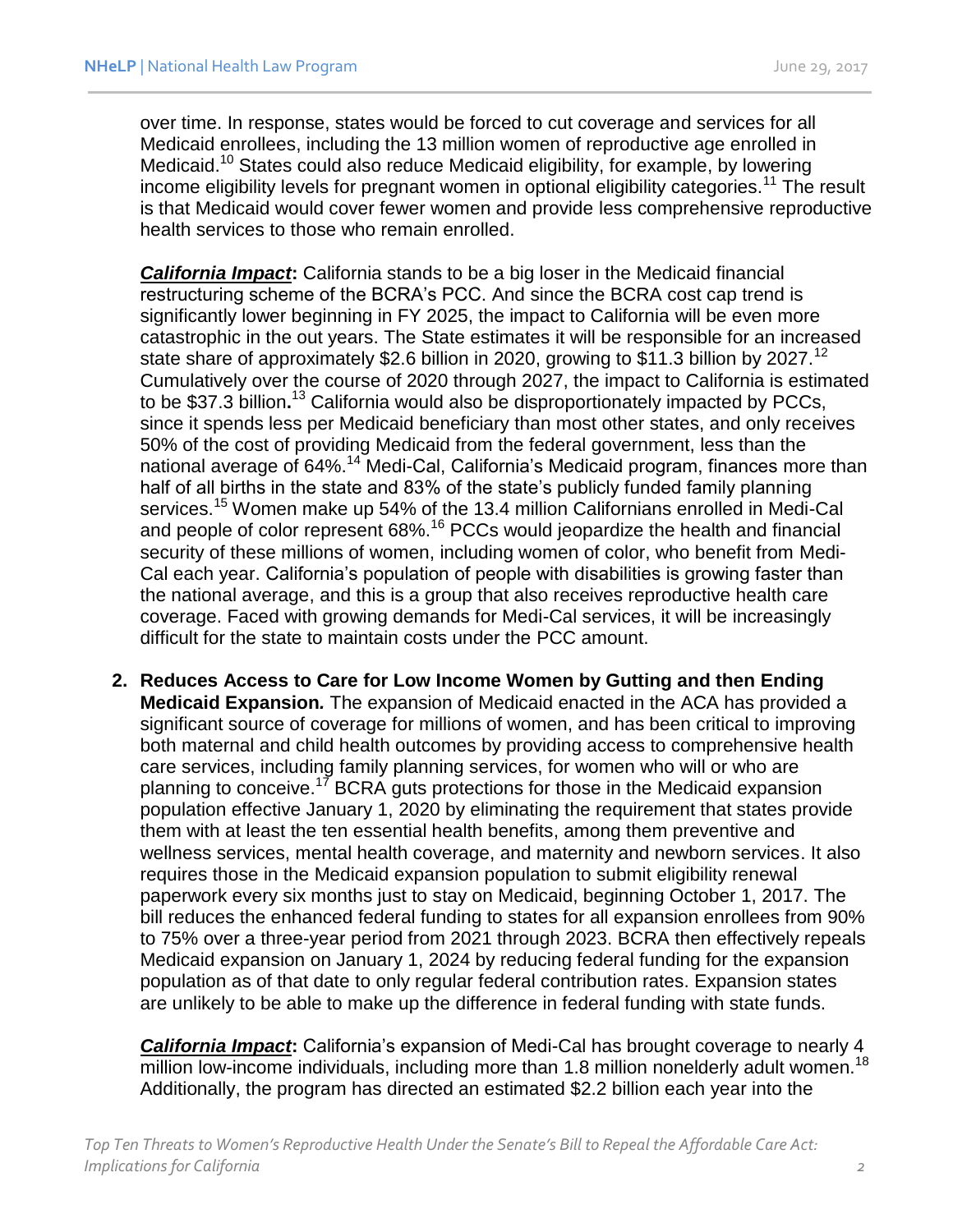over time. In response, states would be forced to cut coverage and services for all Medicaid enrollees, including the 13 million women of reproductive age enrolled in Medicaid.[10] States could also reduce Medicaid eligibility, for example, by lowering income eligibility levels for pregnant women in optional eligibility categories.[11] The result is that Medicaid would cover fewer women and provide less comprehensive reproductive health services to those who remain enrolled.

***California Impact*:** California stands to be a big loser in the Medicaid financial restructuring scheme of the BCRA's PCC. And since the BCRA cost cap trend is significantly lower beginning in FY 2025, the impact to California will be even more catastrophic in the out years. The State estimates it will be responsible for an increased state share of approximately $2.6 billion in 2020, growing to $11.3 billion by 2027.[12] Cumulatively over the course of 2020 through 2027, the impact to California is estimated to be $37.3 billion**.**[13] California would also be disproportionately impacted by PCCs, since it spends less per Medicaid beneficiary than most other states, and only receives 50% of the cost of providing Medicaid from the federal government, less than the national average of 64%.[14] Medi-Cal, California's Medicaid program, finances more than half of all births in the state and 83% of the state's publicly funded family planning services.[15] Women make up 54% of the 13.4 million Californians enrolled in Medi-Cal and people of color represent 68%.[16] PCCs would jeopardize the health and financial security of these millions of women, including women of color, who benefit from Medi-Cal each year. California's population of people with disabilities is growing faster than the national average, and this is a group that also receives reproductive health care coverage. Faced with growing demands for Medi-Cal services, it will be increasingly difficult for the state to maintain costs under the PCC amount.

2. **Reduces Access to Care for Low Income Women by Gutting and then Ending Medicaid Expansion.** The expansion of Medicaid enacted in the ACA has provided a significant source of coverage for millions of women, and has been critical to improving both maternal and child health outcomes by providing access to comprehensive health care services, including family planning services, for women who will or who are planning to conceive.[17] BCRA guts protections for those in the Medicaid expansion population effective January 1, 2020 by eliminating the requirement that states provide them with at least the ten essential health benefits, among them preventive and wellness services, mental health coverage, and maternity and newborn services. It also requires those in the Medicaid expansion population to submit eligibility renewal paperwork every six months just to stay on Medicaid, beginning October 1, 2017. The bill reduces the enhanced federal funding to states for all expansion enrollees from 90% to 75% over a three-year period from 2021 through 2023. BCRA then effectively repeals Medicaid expansion on January 1, 2024 by reducing federal funding for the expansion population as of that date to only regular federal contribution rates. Expansion states are unlikely to be able to make up the difference in federal funding with state funds.

   ***California Impact*:** California's expansion of Medi-Cal has brought coverage to nearly 4 million low-income individuals, including more than 1.8 million nonelderly adult women.[18] Additionally, the program has directed an estimated $2.2 billion each year into the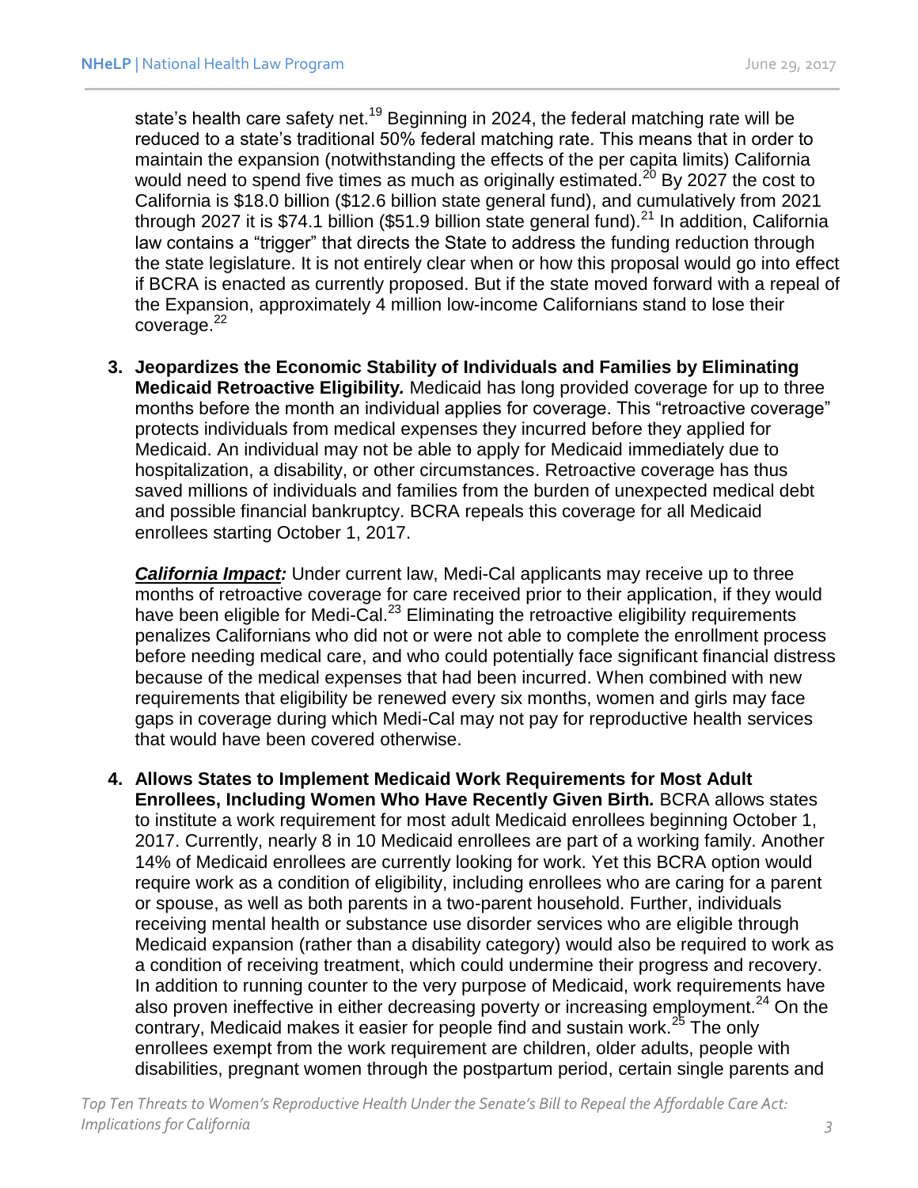state's health care safety net.[19] Beginning in 2024, the federal matching rate will be reduced to a state's traditional 50% federal matching rate. This means that in order to maintain the expansion (notwithstanding the effects of the per capita limits) California would need to spend five times as much as originally estimated.[20] By 2027 the cost to California is $18.0 billion ($12.6 billion state general fund), and cumulatively from 2021 through 2027 it is $74.1 billion ($51.9 billion state general fund).[21] In addition, California law contains a "trigger" that directs the State to address the funding reduction through the state legislature. It is not entirely clear when or how this proposal would go into effect if BCRA is enacted as currently proposed. But if the state moved forward with a repeal of the Expansion, approximately 4 million low-income Californians stand to lose their coverage.[22]

3. **Jeopardizes the Economic Stability of Individuals and Families by Eliminating Medicaid Retroactive Eligibility.** Medicaid has long provided coverage for up to three months before the month an individual applies for coverage. This "retroactive coverage" protects individuals from medical expenses they incurred before they applied for Medicaid. An individual may not be able to apply for Medicaid immediately due to hospitalization, a disability, or other circumstances. Retroactive coverage has thus saved millions of individuals and families from the burden of unexpected medical debt and possible financial bankruptcy. BCRA repeals this coverage for all Medicaid enrollees starting October 1, 2017.

   ***California Impact:*** Under current law, Medi-Cal applicants may receive up to three months of retroactive coverage for care received prior to their application, if they would have been eligible for Medi-Cal.[23] Eliminating the retroactive eligibility requirements penalizes Californians who did not or were not able to complete the enrollment process before needing medical care, and who could potentially face significant financial distress because of the medical expenses that had been incurred. When combined with new requirements that eligibility be renewed every six months, women and girls may face gaps in coverage during which Medi-Cal may not pay for reproductive health services that would have been covered otherwise.

4. **Allows States to Implement Medicaid Work Requirements for Most Adult Enrollees, Including Women Who Have Recently Given Birth.** BCRA allows states to institute a work requirement for most adult Medicaid enrollees beginning October 1, 2017. Currently, nearly 8 in 10 Medicaid enrollees are part of a working family. Another 14% of Medicaid enrollees are currently looking for work. Yet this BCRA option would require work as a condition of eligibility, including enrollees who are caring for a parent or spouse, as well as both parents in a two-parent household. Further, individuals receiving mental health or substance use disorder services who are eligible through Medicaid expansion (rather than a disability category) would also be required to work as a condition of receiving treatment, which could undermine their progress and recovery. In addition to running counter to the very purpose of Medicaid, work requirements have also proven ineffective in either decreasing poverty or increasing employment.[24] On the contrary, Medicaid makes it easier for people find and sustain work.[25] The only enrollees exempt from the work requirement are children, older adults, people with disabilities, pregnant women through the postpartum period, certain single parents and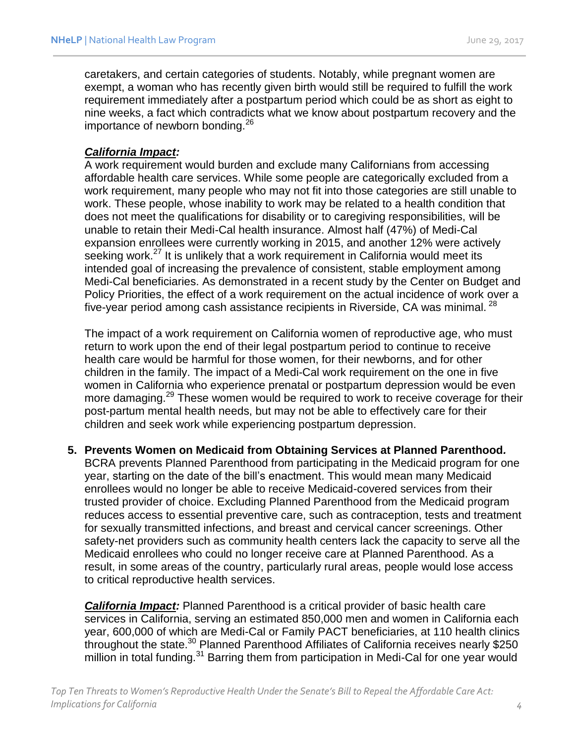caretakers, and certain categories of students. Notably, while pregnant women are exempt, a woman who has recently given birth would still be required to fulfill the work requirement immediately after a postpartum period which could be as short as eight to nine weeks, a fact which contradicts what we know about postpartum recovery and the importance of newborn bonding.[26]

***California Impact:***
A work requirement would burden and exclude many Californians from accessing affordable health care services. While some people are categorically excluded from a work requirement, many people who may not fit into those categories are still unable to work. These people, whose inability to work may be related to a health condition that does not meet the qualifications for disability or to caregiving responsibilities, will be unable to retain their Medi-Cal health insurance. Almost half (47%) of Medi-Cal expansion enrollees were currently working in 2015, and another 12% were actively seeking work.[27] It is unlikely that a work requirement in California would meet its intended goal of increasing the prevalence of consistent, stable employment among Medi-Cal beneficiaries. As demonstrated in a recent study by the Center on Budget and Policy Priorities, the effect of a work requirement on the actual incidence of work over a five-year period among cash assistance recipients in Riverside, CA was minimal. [28]

The impact of a work requirement on California women of reproductive age, who must return to work upon the end of their legal postpartum period to continue to receive health care would be harmful for those women, for their newborns, and for other children in the family. The impact of a Medi-Cal work requirement on the one in five women in California who experience prenatal or postpartum depression would be even more damaging.[29] These women would be required to work to receive coverage for their post-partum mental health needs, but may not be able to effectively care for their children and seek work while experiencing postpartum depression.

5. **Prevents Women on Medicaid from Obtaining Services at Planned Parenthood.** BCRA prevents Planned Parenthood from participating in the Medicaid program for one year, starting on the date of the bill's enactment. This would mean many Medicaid enrollees would no longer be able to receive Medicaid-covered services from their trusted provider of choice. Excluding Planned Parenthood from the Medicaid program reduces access to essential preventive care, such as contraception, tests and treatment for sexually transmitted infections, and breast and cervical cancer screenings. Other safety-net providers such as community health centers lack the capacity to serve all the Medicaid enrollees who could no longer receive care at Planned Parenthood. As a result, in some areas of the country, particularly rural areas, people would lose access to critical reproductive health services.

   ***California Impact:*** Planned Parenthood is a critical provider of basic health care services in California, serving an estimated 850,000 men and women in California each year, 600,000 of which are Medi-Cal or Family PACT beneficiaries, at 110 health clinics throughout the state.[30] Planned Parenthood Affiliates of California receives nearly $250 million in total funding.[31] Barring them from participation in Medi-Cal for one year would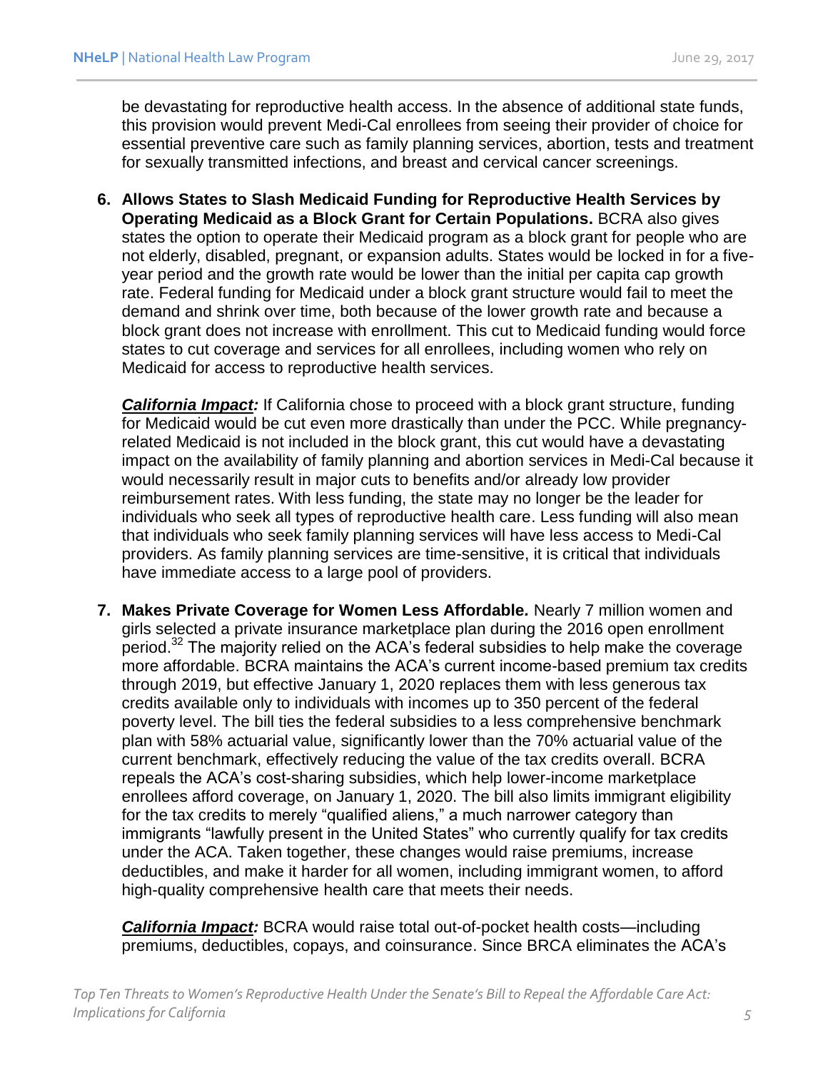be devastating for reproductive health access. In the absence of additional state funds, this provision would prevent Medi-Cal enrollees from seeing their provider of choice for essential preventive care such as family planning services, abortion, tests and treatment for sexually transmitted infections, and breast and cervical cancer screenings.

6. **Allows States to Slash Medicaid Funding for Reproductive Health Services by Operating Medicaid as a Block Grant for Certain Populations.** BCRA also gives states the option to operate their Medicaid program as a block grant for people who are not elderly, disabled, pregnant, or expansion adults. States would be locked in for a five-year period and the growth rate would be lower than the initial per capita cap growth rate. Federal funding for Medicaid under a block grant structure would fail to meet the demand and shrink over time, both because of the lower growth rate and because a block grant does not increase with enrollment. This cut to Medicaid funding would force states to cut coverage and services for all enrollees, including women who rely on Medicaid for access to reproductive health services.

   ***California Impact:*** If California chose to proceed with a block grant structure, funding for Medicaid would be cut even more drastically than under the PCC. While pregnancy-related Medicaid is not included in the block grant, this cut would have a devastating impact on the availability of family planning and abortion services in Medi-Cal because it would necessarily result in major cuts to benefits and/or already low provider reimbursement rates. With less funding, the state may no longer be the leader for individuals who seek all types of reproductive health care. Less funding will also mean that individuals who seek family planning services will have less access to Medi-Cal providers. As family planning services are time-sensitive, it is critical that individuals have immediate access to a large pool of providers.

7. **Makes Private Coverage for Women Less Affordable.** Nearly 7 million women and girls selected a private insurance marketplace plan during the 2016 open enrollment period.[32] The majority relied on the ACA's federal subsidies to help make the coverage more affordable. BCRA maintains the ACA's current income-based premium tax credits through 2019, but effective January 1, 2020 replaces them with less generous tax credits available only to individuals with incomes up to 350 percent of the federal poverty level. The bill ties the federal subsidies to a less comprehensive benchmark plan with 58% actuarial value, significantly lower than the 70% actuarial value of the current benchmark, effectively reducing the value of the tax credits overall. BCRA repeals the ACA's cost-sharing subsidies, which help lower-income marketplace enrollees afford coverage, on January 1, 2020. The bill also limits immigrant eligibility for the tax credits to merely "qualified aliens," a much narrower category than immigrants "lawfully present in the United States" who currently qualify for tax credits under the ACA. Taken together, these changes would raise premiums, increase deductibles, and make it harder for all women, including immigrant women, to afford high-quality comprehensive health care that meets their needs.

   ***California Impact:*** BCRA would raise total out-of-pocket health costs—including premiums, deductibles, copays, and coinsurance. Since BRCA eliminates the ACA's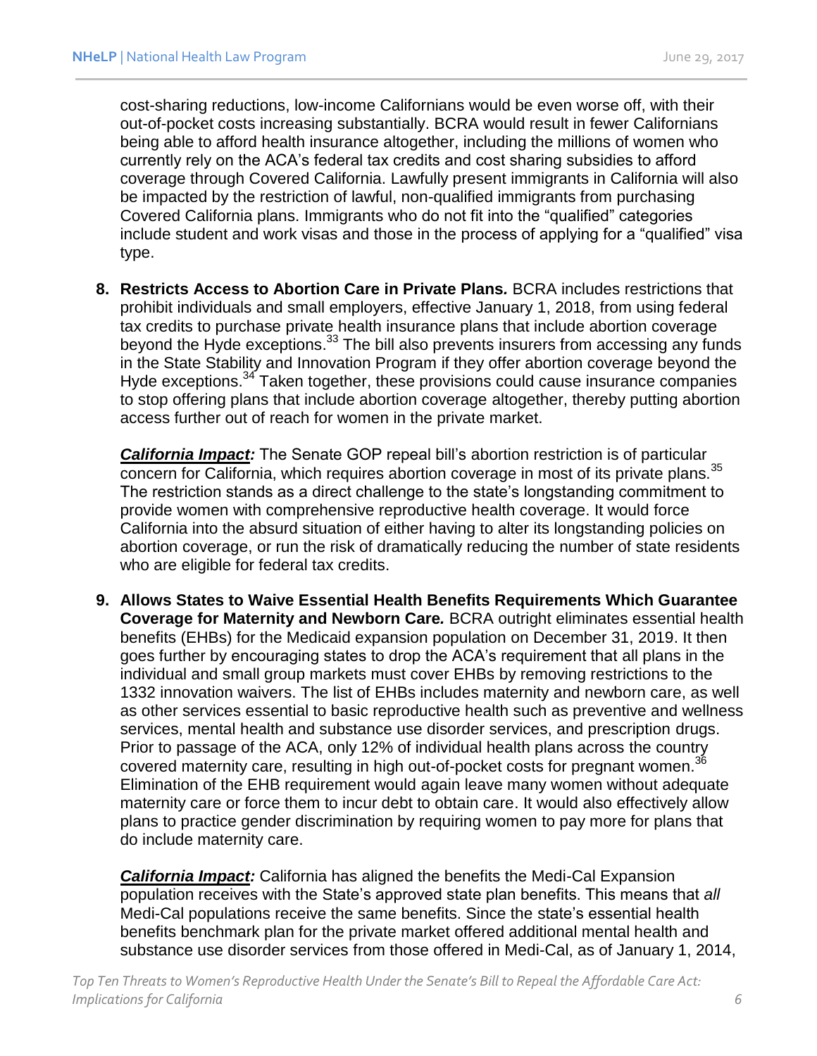cost-sharing reductions, low-income Californians would be even worse off, with their out-of-pocket costs increasing substantially. BCRA would result in fewer Californians being able to afford health insurance altogether, including the millions of women who currently rely on the ACA's federal tax credits and cost sharing subsidies to afford coverage through Covered California. Lawfully present immigrants in California will also be impacted by the restriction of lawful, non-qualified immigrants from purchasing Covered California plans. Immigrants who do not fit into the "qualified" categories include student and work visas and those in the process of applying for a "qualified" visa type.

8. **Restricts Access to Abortion Care in Private Plans.** BCRA includes restrictions that prohibit individuals and small employers, effective January 1, 2018, from using federal tax credits to purchase private health insurance plans that include abortion coverage beyond the Hyde exceptions.[33] The bill also prevents insurers from accessing any funds in the State Stability and Innovation Program if they offer abortion coverage beyond the Hyde exceptions.[34] Taken together, these provisions could cause insurance companies to stop offering plans that include abortion coverage altogether, thereby putting abortion access further out of reach for women in the private market.

   ***California Impact:*** The Senate GOP repeal bill's abortion restriction is of particular concern for California, which requires abortion coverage in most of its private plans.[35] The restriction stands as a direct challenge to the state's longstanding commitment to provide women with comprehensive reproductive health coverage. It would force California into the absurd situation of either having to alter its longstanding policies on abortion coverage, or run the risk of dramatically reducing the number of state residents who are eligible for federal tax credits.

9. **Allows States to Waive Essential Health Benefits Requirements Which Guarantee Coverage for Maternity and Newborn Care.** BCRA outright eliminates essential health benefits (EHBs) for the Medicaid expansion population on December 31, 2019. It then goes further by encouraging states to drop the ACA's requirement that all plans in the individual and small group markets must cover EHBs by removing restrictions to the 1332 innovation waivers. The list of EHBs includes maternity and newborn care, as well as other services essential to basic reproductive health such as preventive and wellness services, mental health and substance use disorder services, and prescription drugs. Prior to passage of the ACA, only 12% of individual health plans across the country covered maternity care, resulting in high out-of-pocket costs for pregnant women.[36] Elimination of the EHB requirement would again leave many women without adequate maternity care or force them to incur debt to obtain care. It would also effectively allow plans to practice gender discrimination by requiring women to pay more for plans that do include maternity care.

   ***California Impact:*** California has aligned the benefits the Medi-Cal Expansion population receives with the State's approved state plan benefits. This means that *all* Medi-Cal populations receive the same benefits. Since the state's essential health benefits benchmark plan for the private market offered additional mental health and substance use disorder services from those offered in Medi-Cal, as of January 1, 2014,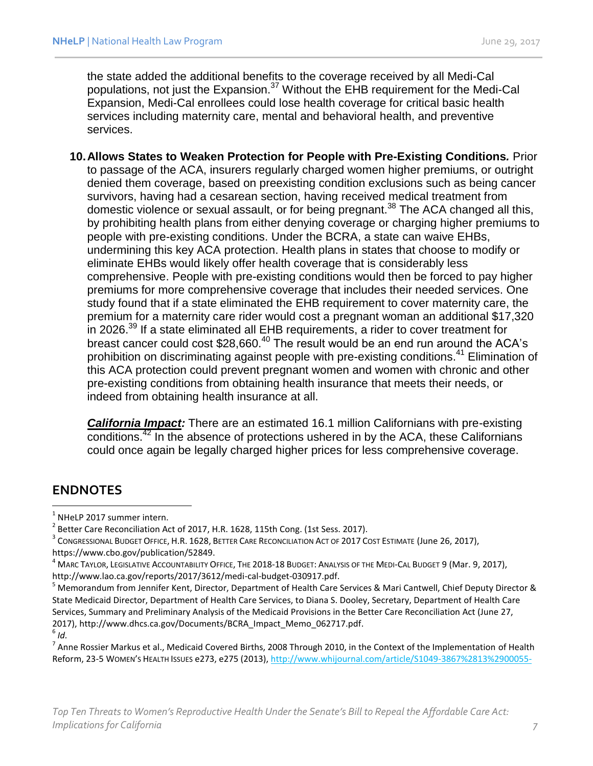the state added the additional benefits to the coverage received by all Medi-Cal populations, not just the Expansion.[37] Without the EHB requirement for the Medi-Cal Expansion, Medi-Cal enrollees could lose health coverage for critical basic health services including maternity care, mental and behavioral health, and preventive services.

10. **Allows States to Weaken Protection for People with Pre-Existing Conditions.** Prior to passage of the ACA, insurers regularly charged women higher premiums, or outright denied them coverage, based on preexisting condition exclusions such as being cancer survivors, having had a cesarean section, having received medical treatment from domestic violence or sexual assault, or for being pregnant.[38] The ACA changed all this, by prohibiting health plans from either denying coverage or charging higher premiums to people with pre-existing conditions. Under the BCRA, a state can waive EHBs, undermining this key ACA protection. Health plans in states that choose to modify or eliminate EHBs would likely offer health coverage that is considerably less comprehensive. People with pre-existing conditions would then be forced to pay higher premiums for more comprehensive coverage that includes their needed services. One study found that if a state eliminated the EHB requirement to cover maternity care, the premium for a maternity care rider would cost a pregnant woman an additional $17,320 in 2026.[39] If a state eliminated all EHB requirements, a rider to cover treatment for breast cancer could cost $28,660.[40] The result would be an end run around the ACA's prohibition on discriminating against people with pre-existing conditions.[41] Elimination of this ACA protection could prevent pregnant women and women with chronic and other pre-existing conditions from obtaining health insurance that meets their needs, or indeed from obtaining health insurance at all.

    ***California Impact:*** There are an estimated 16.1 million Californians with pre-existing conditions.[42] In the absence of protections ushered in by the ACA, these Californians could once again be legally charged higher prices for less comprehensive coverage.

## ENDNOTES

[1] NHeLP 2017 summer intern.

[2] Better Care Reconciliation Act of 2017, H.R. 1628, 115th Cong. (1st Sess. 2017).

[3] Congressional Budget Office, H.R. 1628, Better Care Reconciliation Act of 2017 Cost Estimate (June 26, 2017), https://www.cbo.gov/publication/52849.

[4] Marc Taylor, Legislative Accountability Office, The 2018-18 Budget: Analysis of the Medi-Cal Budget 9 (Mar. 9, 2017), http://www.lao.ca.gov/reports/2017/3612/medi-cal-budget-030917.pdf.

[5] Memorandum from Jennifer Kent, Director, Department of Health Care Services & Mari Cantwell, Chief Deputy Director & State Medicaid Director, Department of Health Care Services, to Diana S. Dooley, Secretary, Department of Health Care Services, Summary and Preliminary Analysis of the Medicaid Provisions in the Better Care Reconciliation Act (June 27, 2017), http://www.dhcs.ca.gov/Documents/BCRA_Impact_Memo_062717.pdf.

[6] *Id.*

[7] Anne Rossier Markus et al., Medicaid Covered Births, 2008 Through 2010, in the Context of the Implementation of Health Reform, 23-5 Women's Health Issues e273, e275 (2013), http://www.whijournal.com/article/S1049-3867%2813%2900055-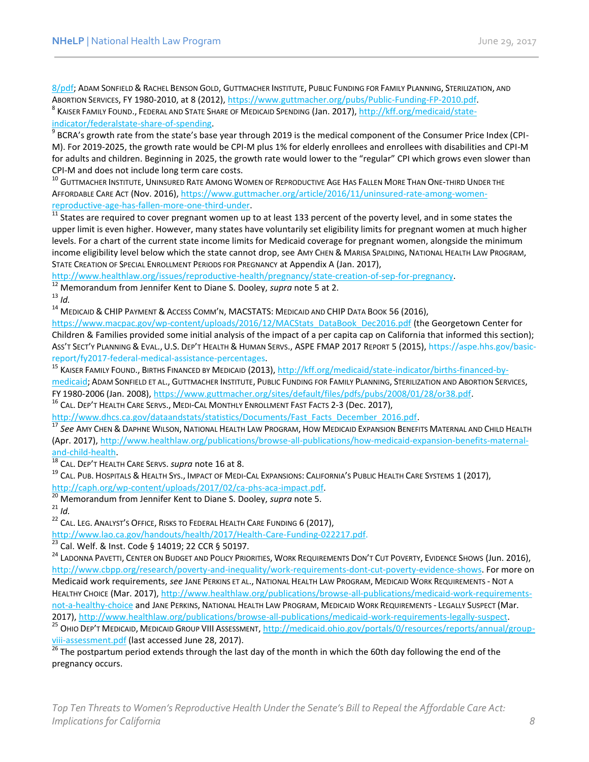8/pdf; ADAM SONFIELD & RACHEL BENSON GOLD, GUTTMACHER INSTITUTE, PUBLIC FUNDING FOR FAMILY PLANNING, STERILIZATION, AND ABORTION SERVICES, FY 1980-2010, at 8 (2012), https://www.guttmacher.org/pubs/Public-Funding-FP-2010.pdf.

[8] KAISER FAMILY FOUND., FEDERAL AND STATE SHARE OF MEDICAID SPENDING (Jan. 2017), http://kff.org/medicaid/state-indicator/federalstate-share-of-spending.

[9] BCRA's growth rate from the state's base year through 2019 is the medical component of the Consumer Price Index (CPI-M). For 2019-2025, the growth rate would be CPI-M plus 1% for elderly enrollees and enrollees with disabilities and CPI-M for adults and children. Beginning in 2025, the growth rate would lower to the "regular" CPI which grows even slower than CPI-M and does not include long term care costs.

[10] GUTTMACHER INSTITUTE, UNINSURED RATE AMONG WOMEN OF REPRODUCTIVE AGE HAS FALLEN MORE THAN ONE-THIRD UNDER THE AFFORDABLE CARE ACT (Nov. 2016), https://www.guttmacher.org/article/2016/11/uninsured-rate-among-women-reproductive-age-has-fallen-more-one-third-under.

[11] States are required to cover pregnant women up to at least 133 percent of the poverty level, and in some states the upper limit is even higher. However, many states have voluntarily set eligibility limits for pregnant women at much higher levels. For a chart of the current state income limits for Medicaid coverage for pregnant women, alongside the minimum income eligibility level below which the state cannot drop, see AMY CHEN & MARISA SPALDING, NATIONAL HEALTH LAW PROGRAM, STATE CREATION OF SPECIAL ENROLLMENT PERIODS FOR PREGNANCY at Appendix A (Jan. 2017), http://www.healthlaw.org/issues/reproductive-health/pregnancy/state-creation-of-sep-for-pregnancy.

[12] Memorandum from Jennifer Kent to Diane S. Dooley, *supra* note 5 at 2.

[13] *Id.*

[14] MEDICAID & CHIP PAYMENT & ACCESS COMM'N, MACSTATS: MEDICAID AND CHIP DATA BOOK 56 (2016), https://www.macpac.gov/wp-content/uploads/2016/12/MACStats_DataBook_Dec2016.pdf (the Georgetown Center for Children & Families provided some initial analysis of the impact of a per capita cap on California that informed this section); ASS'T SECT'Y PLANNING & EVAL., U.S. DEP'T HEALTH & HUMAN SERVS., ASPE FMAP 2017 REPORT 5 (2015), https://aspe.hhs.gov/basic-report/fy2017-federal-medical-assistance-percentages.

[15] KAISER FAMILY FOUND., BIRTHS FINANCED BY MEDICAID (2013), http://kff.org/medicaid/state-indicator/births-financed-by-medicaid; ADAM SONFIELD ET AL., GUTTMACHER INSTITUTE, PUBLIC FUNDING FOR FAMILY PLANNING, STERILIZATION AND ABORTION SERVICES, FY 1980-2006 (Jan. 2008), https://www.guttmacher.org/sites/default/files/pdfs/pubs/2008/01/28/or38.pdf.

[16] CAL. DEP'T HEALTH CARE SERVS., MEDI-CAL MONTHLY ENROLLMENT FAST FACTS 2-3 (Dec. 2017), http://www.dhcs.ca.gov/dataandstats/statistics/Documents/Fast_Facts_December_2016.pdf.

[17] *See* AMY CHEN & DAPHNE WILSON, NATIONAL HEALTH LAW PROGRAM, HOW MEDICAID EXPANSION BENEFITS MATERNAL AND CHILD HEALTH (Apr. 2017), http://www.healthlaw.org/publications/browse-all-publications/how-medicaid-expansion-benefits-maternal-and-child-health.

[18] CAL. DEP'T HEALTH CARE SERVS. *supra* note 16 at 8.

[19] CAL. PUB. HOSPITALS & HEALTH SYS., IMPACT OF MEDI-CAL EXPANSIONS: CALIFORNIA'S PUBLIC HEALTH CARE SYSTEMS 1 (2017), http://caph.org/wp-content/uploads/2017/02/ca-phs-aca-impact.pdf.

[20] Memorandum from Jennifer Kent to Diane S. Dooley, *supra* note 5.

[21] *Id.*

[22] CAL. LEG. ANALYST'S OFFICE, RISKS TO FEDERAL HEALTH CARE FUNDING 6 (2017), http://www.lao.ca.gov/handouts/health/2017/Health-Care-Funding-022217.pdf.

[23] Cal. Welf. & Inst. Code § 14019; 22 CCR § 50197.

[24] LADONNA PAVETTI, CENTER ON BUDGET AND POLICY PRIORITIES, WORK REQUIREMENTS DON'T CUT POVERTY, EVIDENCE SHOWS (Jun. 2016), http://www.cbpp.org/research/poverty-and-inequality/work-requirements-dont-cut-poverty-evidence-shows. For more on Medicaid work requirements, *see* JANE PERKINS ET AL., NATIONAL HEALTH LAW PROGRAM, MEDICAID WORK REQUIREMENTS - NOT A HEALTHY CHOICE (Mar. 2017), http://www.healthlaw.org/publications/browse-all-publications/medicaid-work-requirements-not-a-healthy-choice and JANE PERKINS, NATIONAL HEALTH LAW PROGRAM, MEDICAID WORK REQUIREMENTS - LEGALLY SUSPECT (Mar. 2017), http://www.healthlaw.org/publications/browse-all-publications/medicaid-work-requirements-legally-suspect.

[25] OHIO DEP'T MEDICAID, MEDICAID GROUP VIII ASSESSMENT, http://medicaid.ohio.gov/portals/0/resources/reports/annual/group-viii-assessment.pdf (last accessed June 28, 2017).

[26] The postpartum period extends through the last day of the month in which the 60th day following the end of the pregnancy occurs.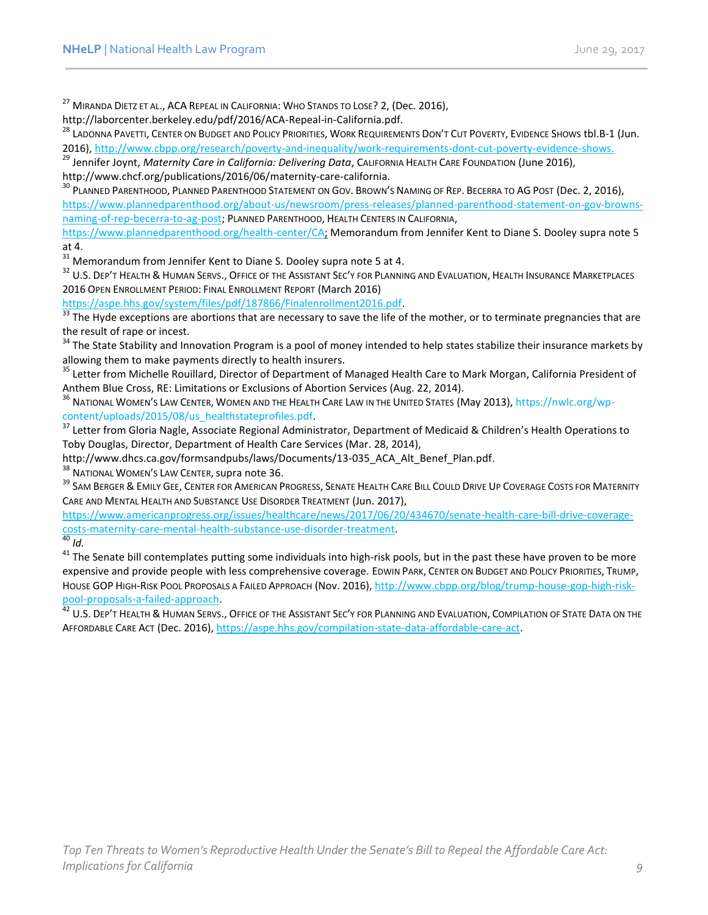[27] MIRANDA DIETZ ET AL., ACA REPEAL IN CALIFORNIA: WHO STANDS TO LOSE? 2, (Dec. 2016), http://laborcenter.berkeley.edu/pdf/2016/ACA-Repeal-in-California.pdf.

[28] LADONNA PAVETTI, CENTER ON BUDGET AND POLICY PRIORITIES, WORK REQUIREMENTS DON'T CUT POVERTY, EVIDENCE SHOWS tbl.B-1 (Jun. 2016), http://www.cbpp.org/research/poverty-and-inequality/work-requirements-dont-cut-poverty-evidence-shows.

[29] Jennifer Joynt, *Maternity Care in California: Delivering Data*, CALIFORNIA HEALTH CARE FOUNDATION (June 2016), http://www.chcf.org/publications/2016/06/maternity-care-california.

[30] PLANNED PARENTHOOD, PLANNED PARENTHOOD STATEMENT ON GOV. BROWN'S NAMING OF REP. BECERRA TO AG POST (Dec. 2, 2016), https://www.plannedparenthood.org/about-us/newsroom/press-releases/planned-parenthood-statement-on-gov-browns-naming-of-rep-becerra-to-ag-post; PLANNED PARENTHOOD, HEALTH CENTERS IN CALIFORNIA, https://www.plannedparenthood.org/health-center/CA; Memorandum from Jennifer Kent to Diane S. Dooley supra note 5 at 4.

[31] Memorandum from Jennifer Kent to Diane S. Dooley supra note 5 at 4.

[32] U.S. DEP'T HEALTH & HUMAN SERVS., OFFICE OF THE ASSISTANT SEC'Y FOR PLANNING AND EVALUATION, HEALTH INSURANCE MARKETPLACES 2016 OPEN ENROLLMENT PERIOD: FINAL ENROLLMENT REPORT (March 2016) https://aspe.hhs.gov/system/files/pdf/187866/Finalenrollment2016.pdf.

[33] The Hyde exceptions are abortions that are necessary to save the life of the mother, or to terminate pregnancies that are the result of rape or incest.

[34] The State Stability and Innovation Program is a pool of money intended to help states stabilize their insurance markets by allowing them to make payments directly to health insurers.

[35] Letter from Michelle Rouillard, Director of Department of Managed Health Care to Mark Morgan, California President of Anthem Blue Cross, RE: Limitations or Exclusions of Abortion Services (Aug. 22, 2014).

[36] NATIONAL WOMEN'S LAW CENTER, WOMEN AND THE HEALTH CARE LAW IN THE UNITED STATES (May 2013), https://nwlc.org/wp-content/uploads/2015/08/us_healthstateprofiles.pdf.

[37] Letter from Gloria Nagle, Associate Regional Administrator, Department of Medicaid & Children's Health Operations to Toby Douglas, Director, Department of Health Care Services (Mar. 28, 2014), http://www.dhcs.ca.gov/formsandpubs/laws/Documents/13-035_ACA_Alt_Benef_Plan.pdf.

[38] NATIONAL WOMEN'S LAW CENTER, supra note 36.

[39] SAM BERGER & EMILY GEE, CENTER FOR AMERICAN PROGRESS, SENATE HEALTH CARE BILL COULD DRIVE UP COVERAGE COSTS FOR MATERNITY CARE AND MENTAL HEALTH AND SUBSTANCE USE DISORDER TREATMENT (Jun. 2017), https://www.americanprogress.org/issues/healthcare/news/2017/06/20/434670/senate-health-care-bill-drive-coverage-costs-maternity-care-mental-health-substance-use-disorder-treatment.

[40] *Id.*

[41] The Senate bill contemplates putting some individuals into high-risk pools, but in the past these have proven to be more expensive and provide people with less comprehensive coverage. EDWIN PARK, CENTER ON BUDGET AND POLICY PRIORITIES, TRUMP, HOUSE GOP HIGH-RISK POOL PROPOSALS A FAILED APPROACH (Nov. 2016), http://www.cbpp.org/blog/trump-house-gop-high-risk-pool-proposals-a-failed-approach.

[42] U.S. DEP'T HEALTH & HUMAN SERVS., OFFICE OF THE ASSISTANT SEC'Y FOR PLANNING AND EVALUATION, COMPILATION OF STATE DATA ON THE AFFORDABLE CARE ACT (Dec. 2016), https://aspe.hhs.gov/compilation-state-data-affordable-care-act.